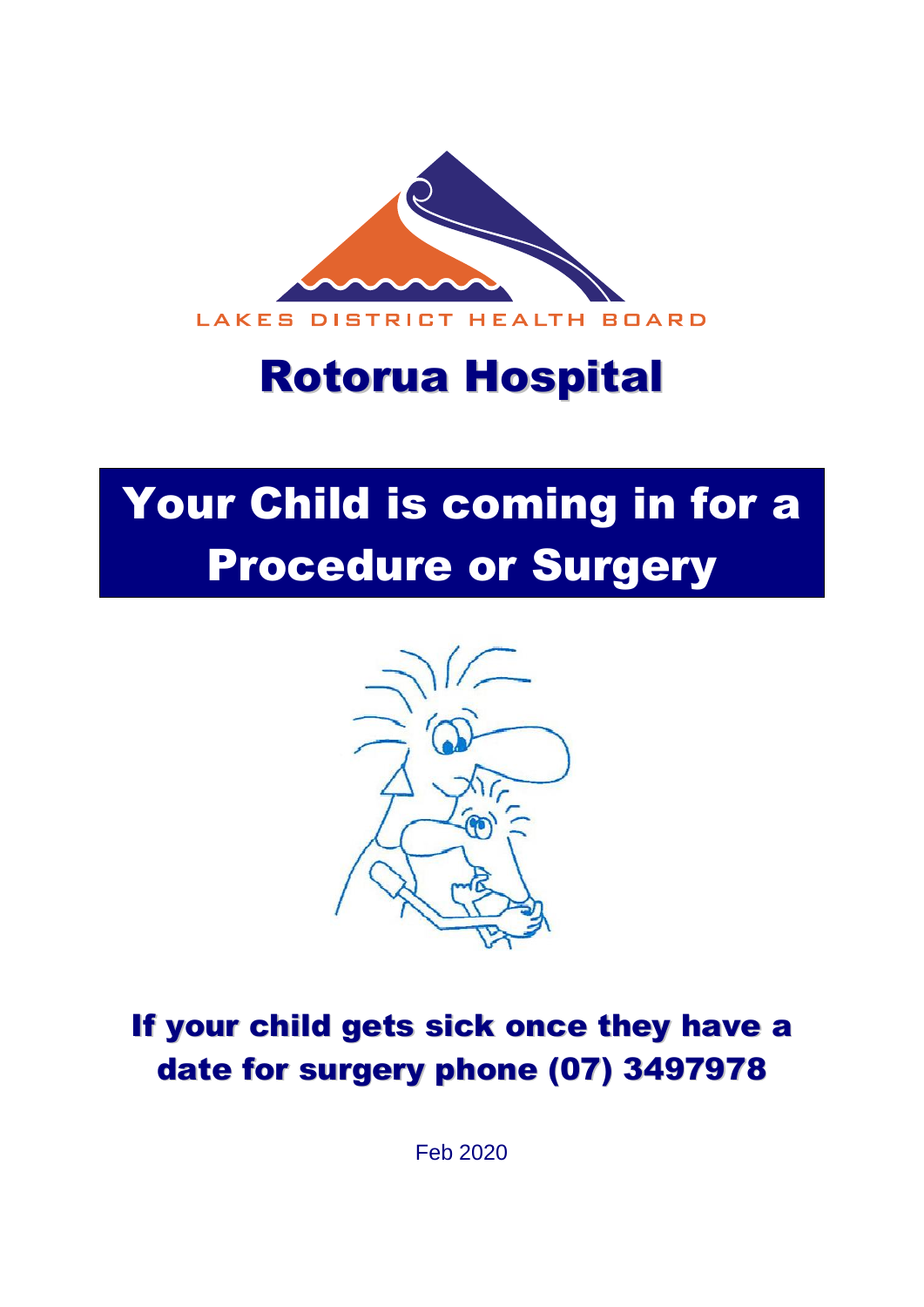LAKES DISTRICT HEALTH BOARD

# Rotorua Hospital

# Your Child is coming in for a Procedure or Surgery

## If your child gets sick once they have a date for surgery phone (07) 3497978

Feb 2020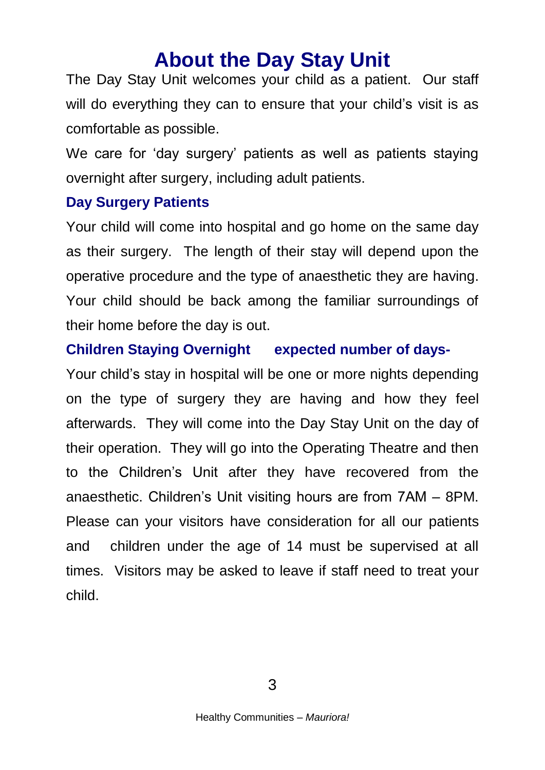# About the Day Stay Unit

The Day Stay Unit welcomes your child as a patient. Our staff will do everything they can to ensure that your child's visit is as comfortable as possible.

We care for 'day surgery' patients as well as patients staying overnight after surgery, including adult patients.

### Day Surgery Patients

Your child will come into hospital and go home on the same day as their surgery. The length of their stay will depend upon the operative procedure and the type of anaesthetic they are having. Your child should be back among the familiar surroundings of their home before the day is out.

### Children Staying Overnight  expected number of days-

Your child's stay in hospital will be one or more nights depending on the type of surgery they are having and how they feel afterwards. They will come into the Day Stay Unit on the day of their operation. They will go into the Operating Theatre and then to the Children's Unit after they have recovered from the anaesthetic. Children's Unit visiting hours are from 7AM – 8PM. Please can your visitors have consideration for all our patients and  children under the age of 14 must be supervised at all times. Visitors may be asked to leave if staff need to treat your child.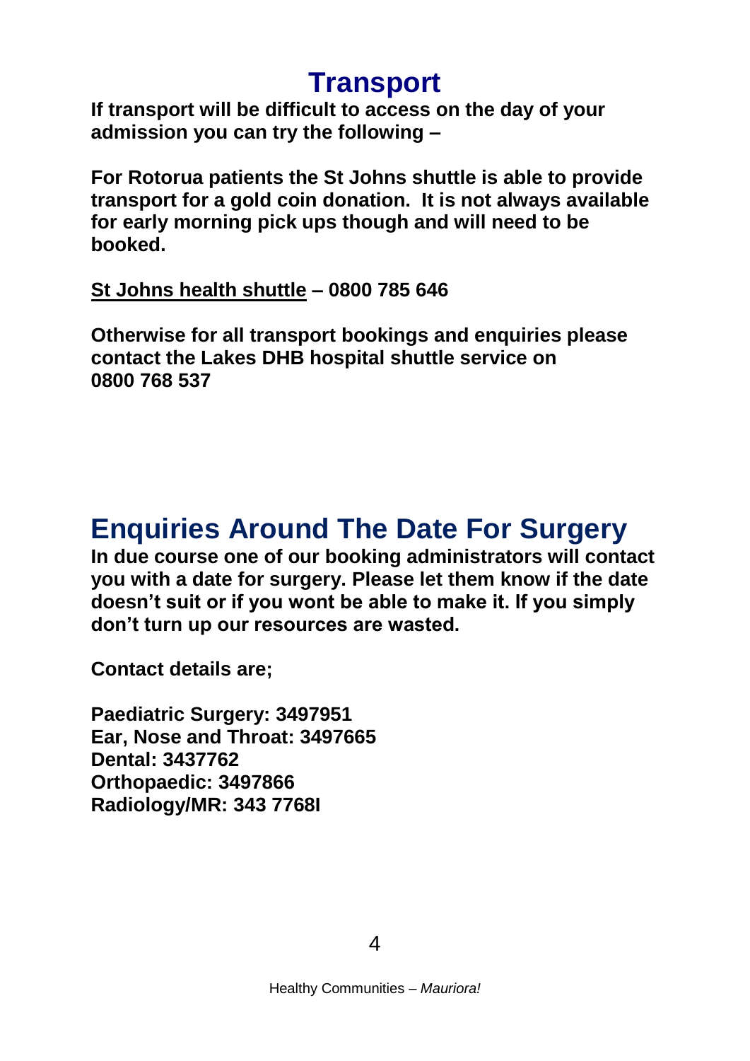# Transport

**If transport will be difficult to access on the day of your admission you can try the following –**

**For Rotorua patients the St Johns shuttle is able to provide transport for a gold coin donation. It is not always available for early morning pick ups though and will need to be booked.**

**<u>St Johns health shuttle</u> – 0800 785 646**

**Otherwise for all transport bookings and enquiries please contact the Lakes DHB hospital shuttle service on 0800 768 537**

# Enquiries Around The Date For Surgery

**In due course one of our booking administrators will contact you with a date for surgery. Please let them know if the date doesn't suit or if you wont be able to make it. If you simply don't turn up our resources are wasted.**

**Contact details are;**

**Paediatric Surgery: 3497951**
**Ear, Nose and Throat: 3497665**
**Dental: 3437762**
**Orthopaedic: 3497866**
**Radiology/MR: 343 7768l**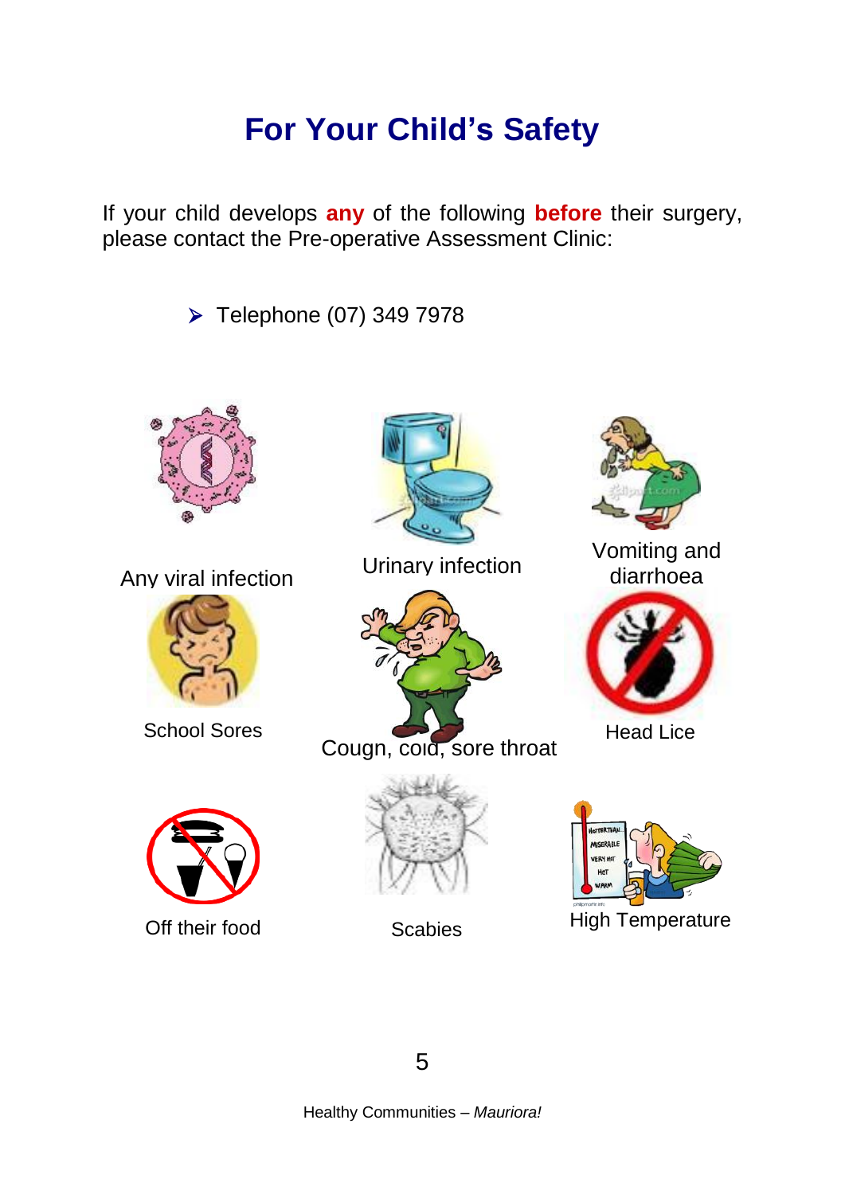# For Your Child's Safety

If your child develops **any** of the following **before** their surgery, please contact the Pre-operative Assessment Clinic:

- Telephone (07) 349 7978

Any viral infection

Urinary infection

Vomiting and diarrhoea

School Sores

Cougn, coid, sore throat

Head Lice

Off their food

Scabies

High Temperature

Healthy Communities – *Mauriora!*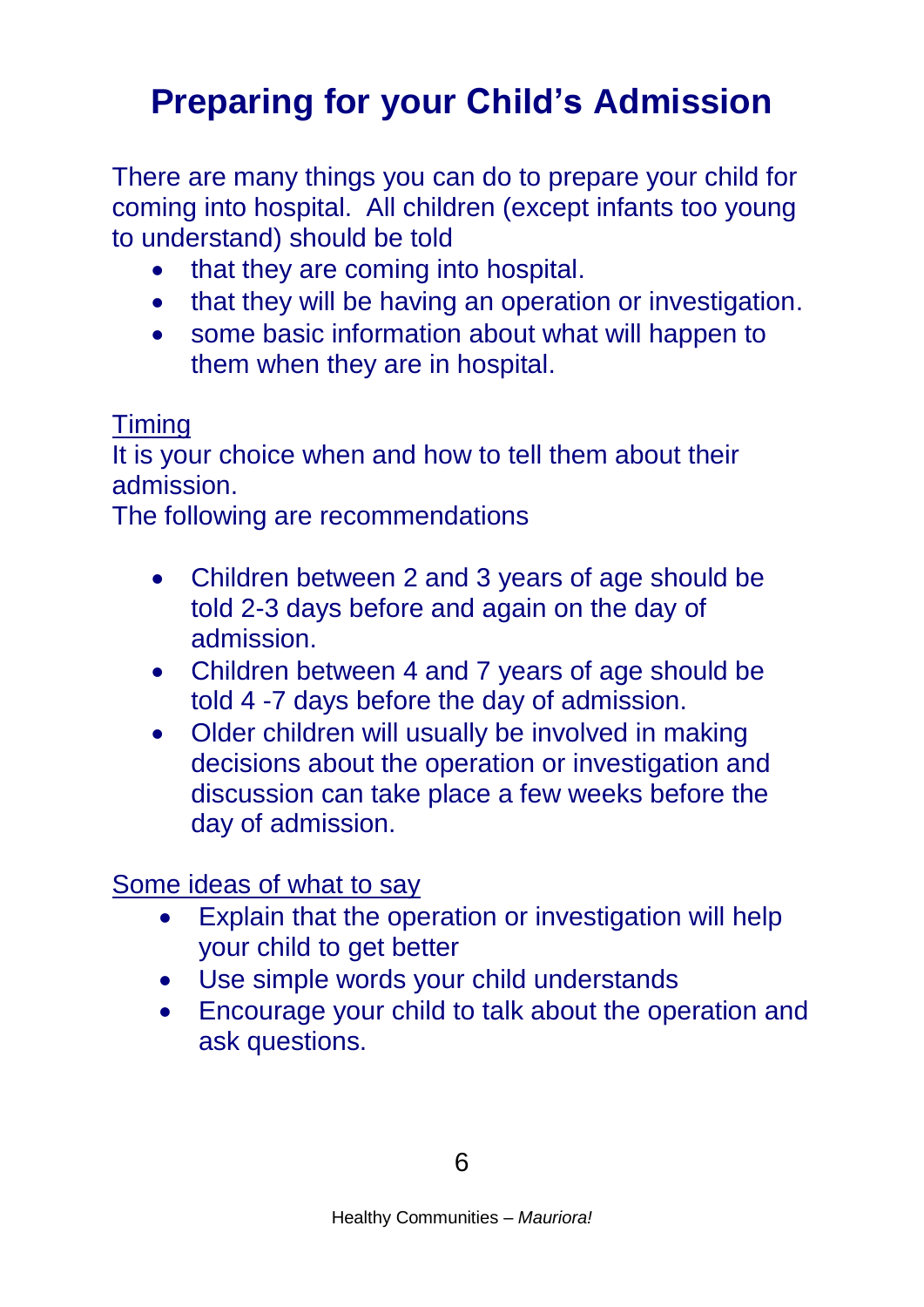# Preparing for your Child's Admission

There are many things you can do to prepare your child for coming into hospital. All children (except infants too young to understand) should be told

- that they are coming into hospital.
- that they will be having an operation or investigation.
- some basic information about what will happen to them when they are in hospital.

<u>Timing</u>

It is your choice when and how to tell them about their admission.

The following are recommendations

- Children between 2 and 3 years of age should be told 2-3 days before and again on the day of admission.
- Children between 4 and 7 years of age should be told 4 -7 days before the day of admission.
- Older children will usually be involved in making decisions about the operation or investigation and discussion can take place a few weeks before the day of admission.

<u>Some ideas of what to say</u>

- Explain that the operation or investigation will help your child to get better
- Use simple words your child understands
- Encourage your child to talk about the operation and ask questions.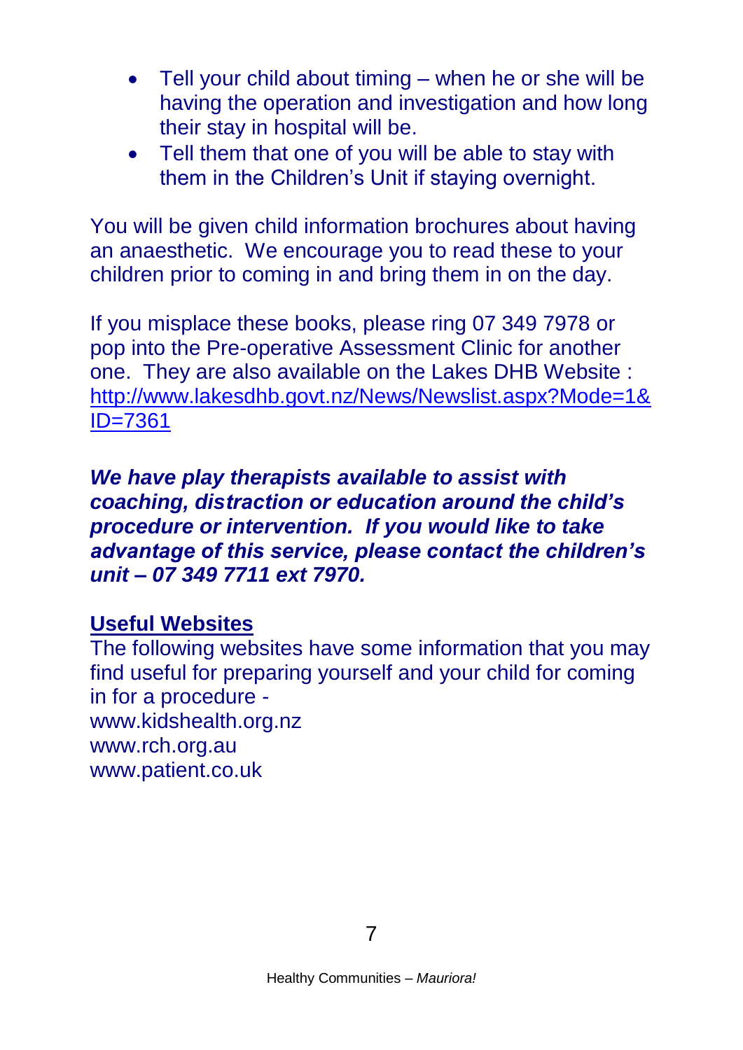- Tell your child about timing – when he or she will be having the operation and investigation and how long their stay in hospital will be.
- Tell them that one of you will be able to stay with them in the Children's Unit if staying overnight.

You will be given child information brochures about having an anaesthetic. We encourage you to read these to your children prior to coming in and bring them in on the day.

If you misplace these books, please ring 07 349 7978 or pop into the Pre-operative Assessment Clinic for another one. They are also available on the Lakes DHB Website : [http://www.lakesdhb.govt.nz/News/Newslist.aspx?Mode=1&ID=7361](http://www.lakesdhb.govt.nz/News/Newslist.aspx?Mode=1&ID=7361)

***We have play therapists available to assist with coaching, distraction or education around the child's procedure or intervention. If you would like to take advantage of this service, please contact the children's unit – 07 349 7711 ext 7970.***

**Useful Websites**

The following websites have some information that you may find useful for preparing yourself and your child for coming in for a procedure -
www.kidshealth.org.nz
www.rch.org.au
www.patient.co.uk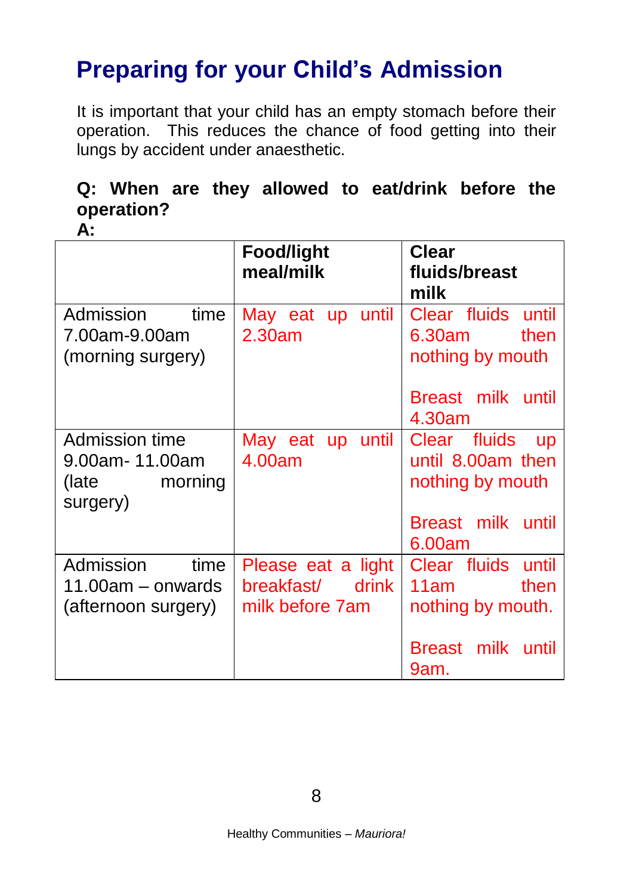# Preparing for your Child's Admission

It is important that your child has an empty stomach before their operation. This reduces the chance of food getting into their lungs by accident under anaesthetic.

**Q: When are they allowed to eat/drink before the operation?**

**A:**

| | **Food/light meal/milk** | **Clear fluids/breast milk** |
|---|---|---|
| Admission time 7.00am-9.00am (morning surgery) | May eat up until 2.30am | Clear fluids until 6.30am then nothing by mouth<br><br>Breast milk until 4.30am |
| Admission time 9.00am- 11.00am (late morning surgery) | May eat up until 4.00am | Clear fluids up until 8.00am then nothing by mouth<br><br>Breast milk until 6.00am |
| Admission time 11.00am – onwards (afternoon surgery) | Please eat a light breakfast/ drink milk before 7am | Clear fluids until 11am then nothing by mouth.<br><br>Breast milk until 9am. |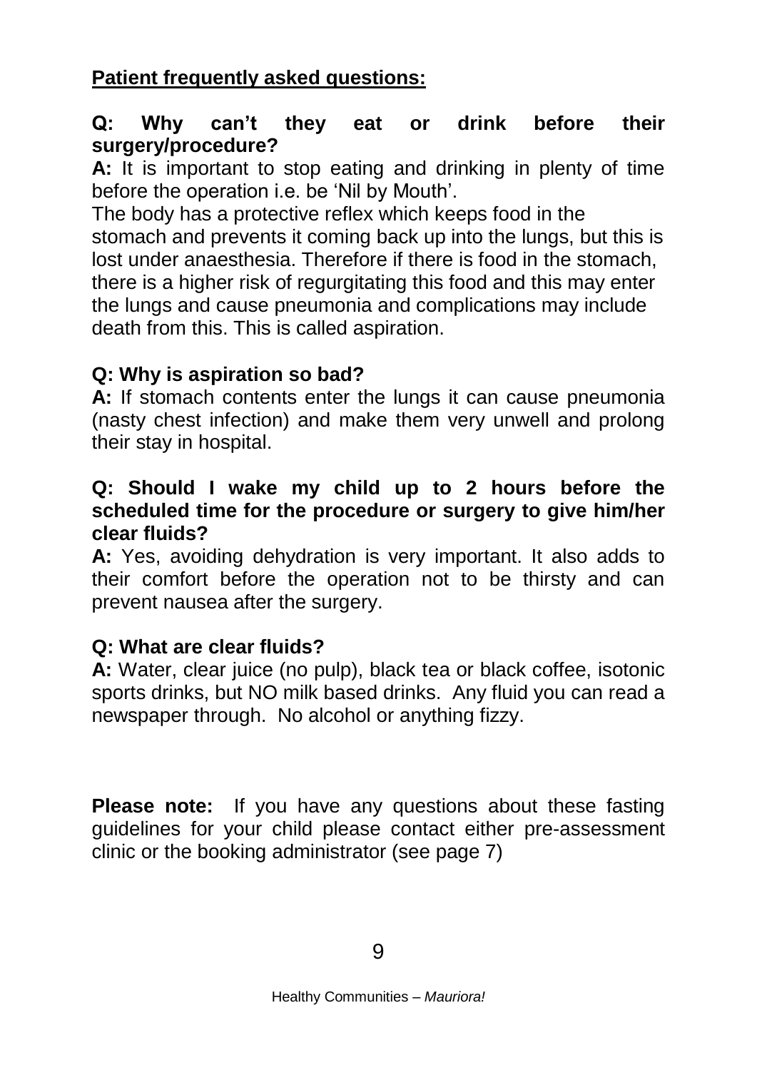**Patient frequently asked questions:**

**Q: Why can't they eat or drink before their surgery/procedure?**

**A:** It is important to stop eating and drinking in plenty of time before the operation i.e. be 'Nil by Mouth'.

The body has a protective reflex which keeps food in the stomach and prevents it coming back up into the lungs, but this is lost under anaesthesia. Therefore if there is food in the stomach, there is a higher risk of regurgitating this food and this may enter the lungs and cause pneumonia and complications may include death from this. This is called aspiration.

**Q: Why is aspiration so bad?**

**A:** If stomach contents enter the lungs it can cause pneumonia (nasty chest infection) and make them very unwell and prolong their stay in hospital.

**Q: Should I wake my child up to 2 hours before the scheduled time for the procedure or surgery to give him/her clear fluids?**

**A:** Yes, avoiding dehydration is very important. It also adds to their comfort before the operation not to be thirsty and can prevent nausea after the surgery.

**Q: What are clear fluids?**

**A:** Water, clear juice (no pulp), black tea or black coffee, isotonic sports drinks, but NO milk based drinks. Any fluid you can read a newspaper through. No alcohol or anything fizzy.

**Please note:** If you have any questions about these fasting guidelines for your child please contact either pre-assessment clinic or the booking administrator (see page 7)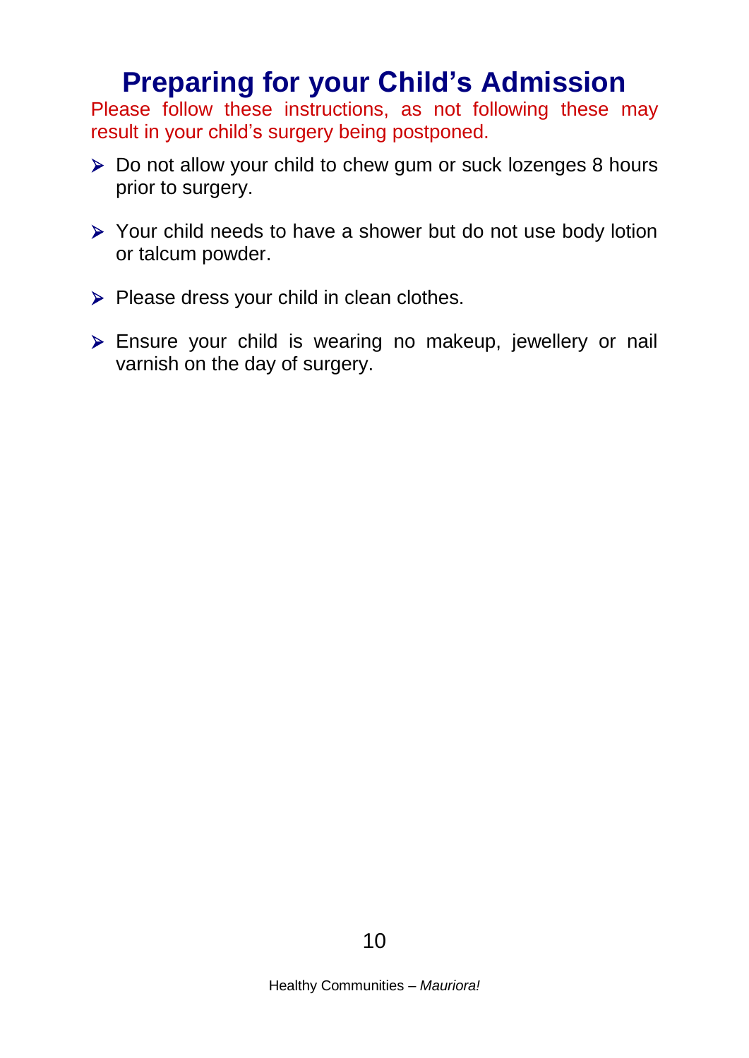# Preparing for your Child's Admission

Please follow these instructions, as not following these may result in your child's surgery being postponed.

- Do not allow your child to chew gum or suck lozenges 8 hours prior to surgery.
- Your child needs to have a shower but do not use body lotion or talcum powder.
- Please dress your child in clean clothes.
- Ensure your child is wearing no makeup, jewellery or nail varnish on the day of surgery.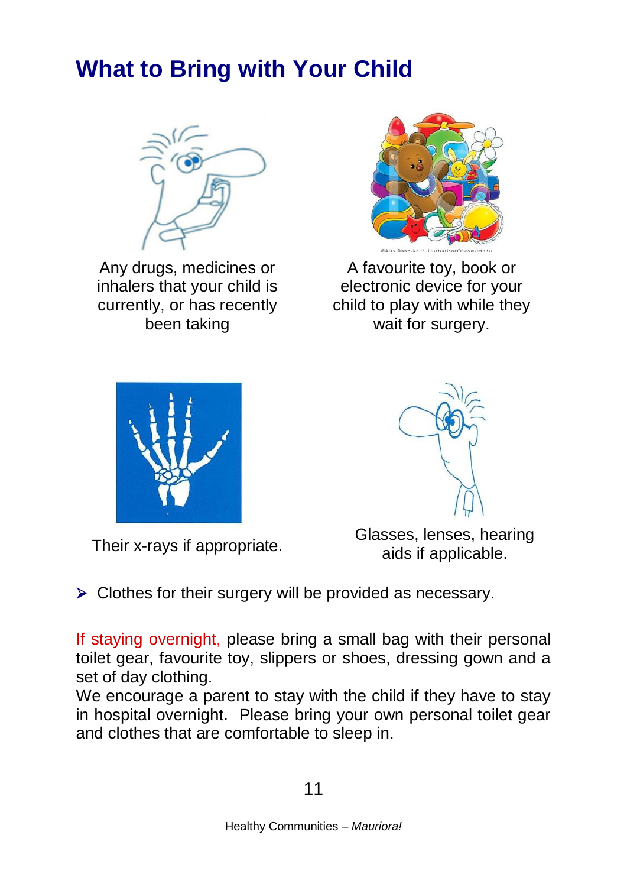# What to Bring with Your Child

Any drugs, medicines or inhalers that your child is currently, or has recently been taking

A favourite toy, book or electronic device for your child to play with while they wait for surgery.

Their x-rays if appropriate.

Glasses, lenses, hearing aids if applicable.

- Clothes for their surgery will be provided as necessary.

If staying overnight, please bring a small bag with their personal toilet gear, favourite toy, slippers or shoes, dressing gown and a set of day clothing.

We encourage a parent to stay with the child if they have to stay in hospital overnight. Please bring your own personal toilet gear and clothes that are comfortable to sleep in.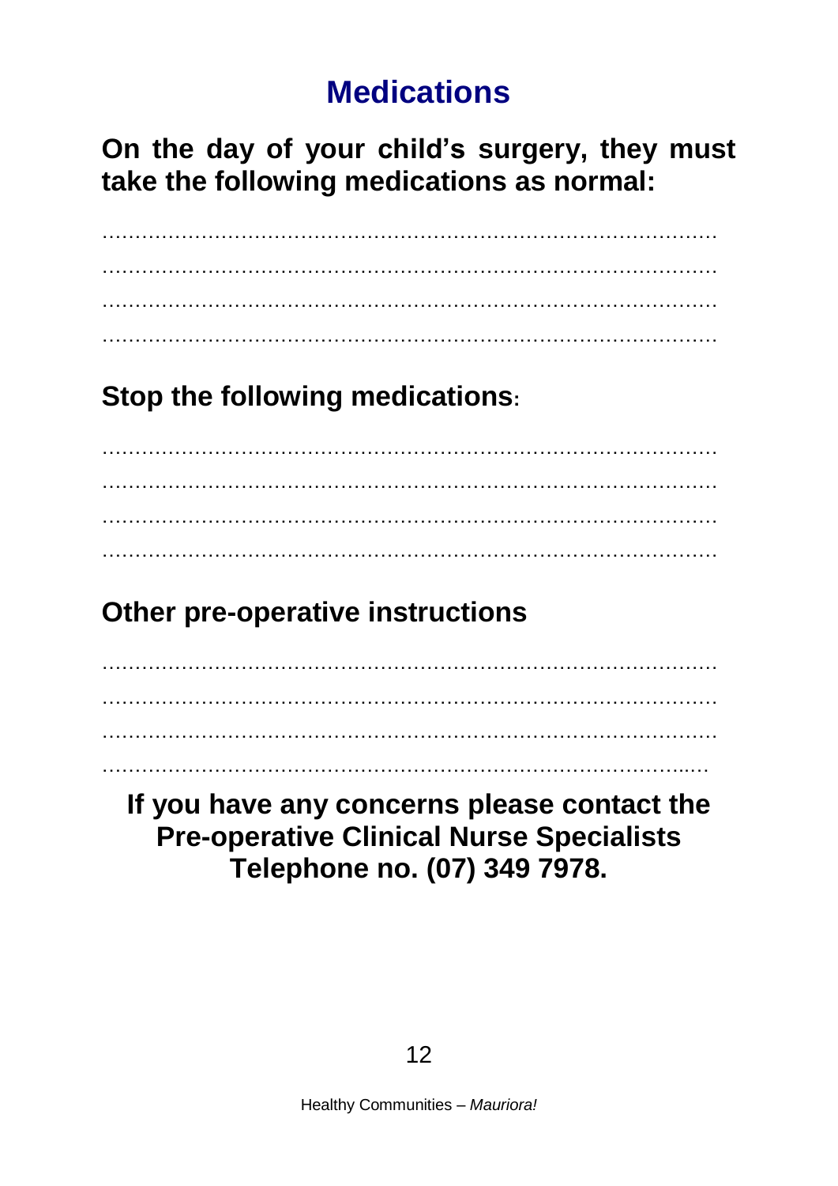# Medications

**On the day of your child's surgery, they must take the following medications as normal:**

……………………………………………………………………………………
……………………………………………………………………………………
……………………………………………………………………………………
……………………………………………………………………………………

**Stop the following medications:**

……………………………………………………………………………………
……………………………………………………………………………………
……………………………………………………………………………………
……………………………………………………………………………………

**Other pre-operative instructions**

……………………………………………………………………………………
……………………………………………………………………………………
……………………………………………………………………………………
……………………………………………………………………………………

**If you have any concerns please contact the Pre-operative Clinical Nurse Specialists Telephone no. (07) 349 7978.**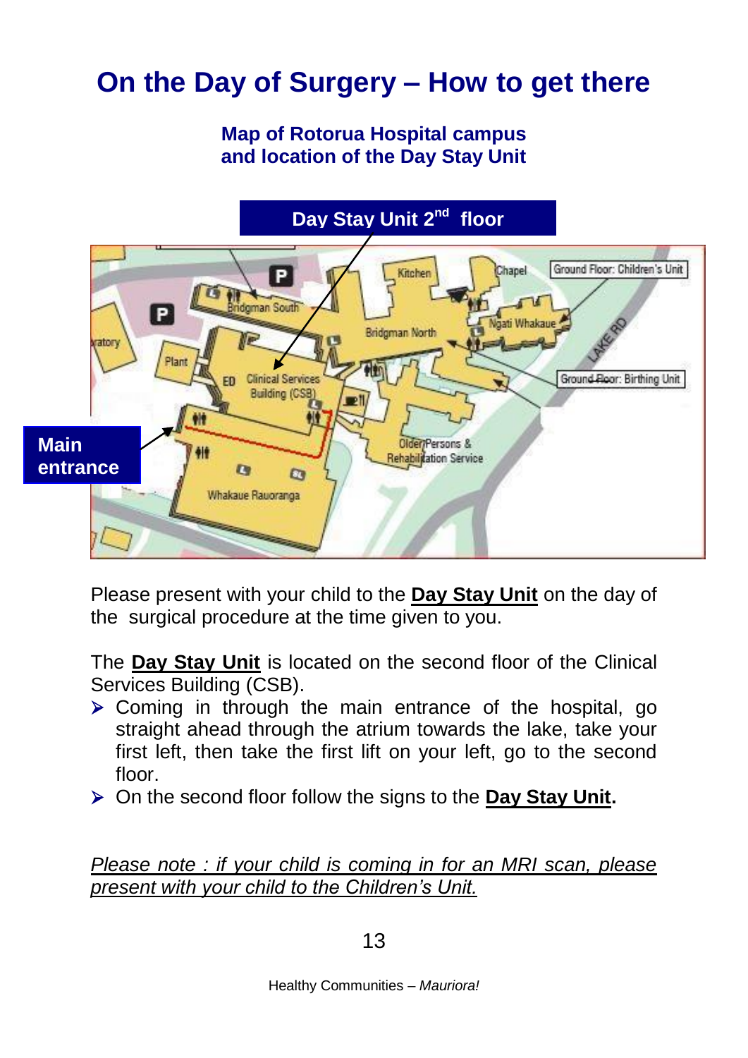# On the Day of Surgery – How to get there

**Map of Rotorua Hospital campus and location of the Day Stay Unit**

Please present with your child to the **Day Stay Unit** on the day of the surgical procedure at the time given to you.

The **Day Stay Unit** is located on the second floor of the Clinical Services Building (CSB).

- Coming in through the main entrance of the hospital, go straight ahead through the atrium towards the lake, take your first left, then take the first lift on your left, go to the second floor.
- On the second floor follow the signs to the **Day Stay Unit.**

*Please note : if your child is coming in for an MRI scan, please present with your child to the Children's Unit.*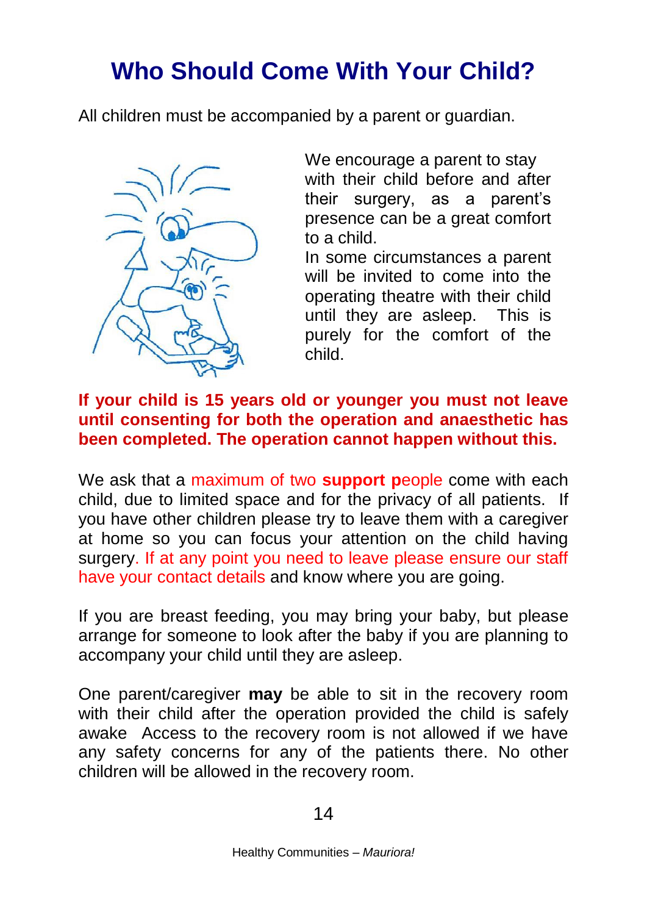# Who Should Come With Your Child?

All children must be accompanied by a parent or guardian.

We encourage a parent to stay with their child before and after their surgery, as a parent's presence can be a great comfort to a child.

In some circumstances a parent will be invited to come into the operating theatre with their child until they are asleep. This is purely for the comfort of the child.

**If your child is 15 years old or younger you must not leave until consenting for both the operation and anaesthetic has been completed. The operation cannot happen without this.**

We ask that a maximum of two **support p**eople come with each child, due to limited space and for the privacy of all patients. If you have other children please try to leave them with a caregiver at home so you can focus your attention on the child having surgery. If at any point you need to leave please ensure our staff have your contact details and know where you are going.

If you are breast feeding, you may bring your baby, but please arrange for someone to look after the baby if you are planning to accompany your child until they are asleep.

One parent/caregiver **may** be able to sit in the recovery room with their child after the operation provided the child is safely awake Access to the recovery room is not allowed if we have any safety concerns for any of the patients there. No other children will be allowed in the recovery room.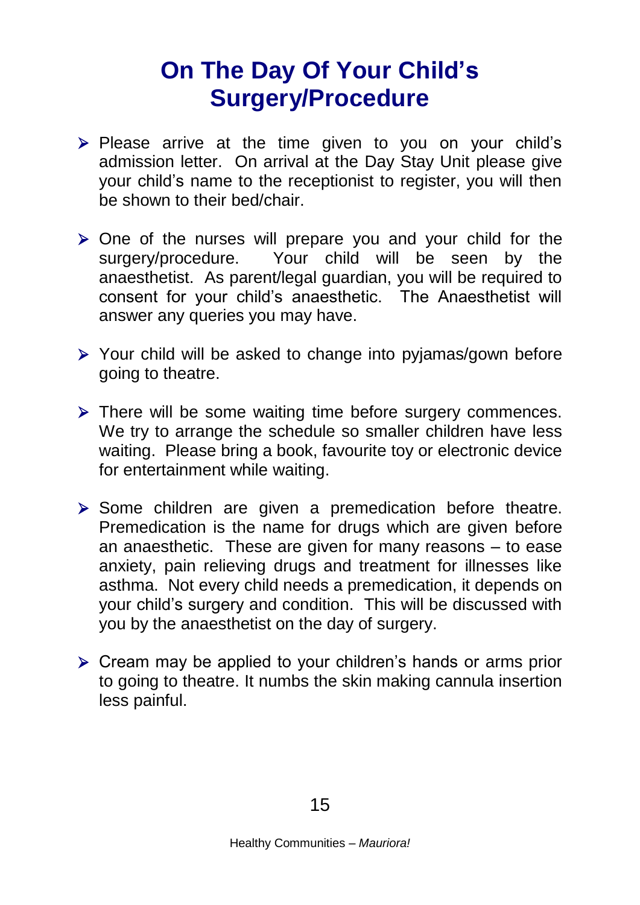# On The Day Of Your Child's Surgery/Procedure

- Please arrive at the time given to you on your child's admission letter. On arrival at the Day Stay Unit please give your child's name to the receptionist to register, you will then be shown to their bed/chair.
- One of the nurses will prepare you and your child for the surgery/procedure. Your child will be seen by the anaesthetist. As parent/legal guardian, you will be required to consent for your child's anaesthetic. The Anaesthetist will answer any queries you may have.
- Your child will be asked to change into pyjamas/gown before going to theatre.
- There will be some waiting time before surgery commences. We try to arrange the schedule so smaller children have less waiting. Please bring a book, favourite toy or electronic device for entertainment while waiting.
- Some children are given a premedication before theatre. Premedication is the name for drugs which are given before an anaesthetic. These are given for many reasons – to ease anxiety, pain relieving drugs and treatment for illnesses like asthma. Not every child needs a premedication, it depends on your child's surgery and condition. This will be discussed with you by the anaesthetist on the day of surgery.
- Cream may be applied to your children's hands or arms prior to going to theatre. It numbs the skin making cannula insertion less painful.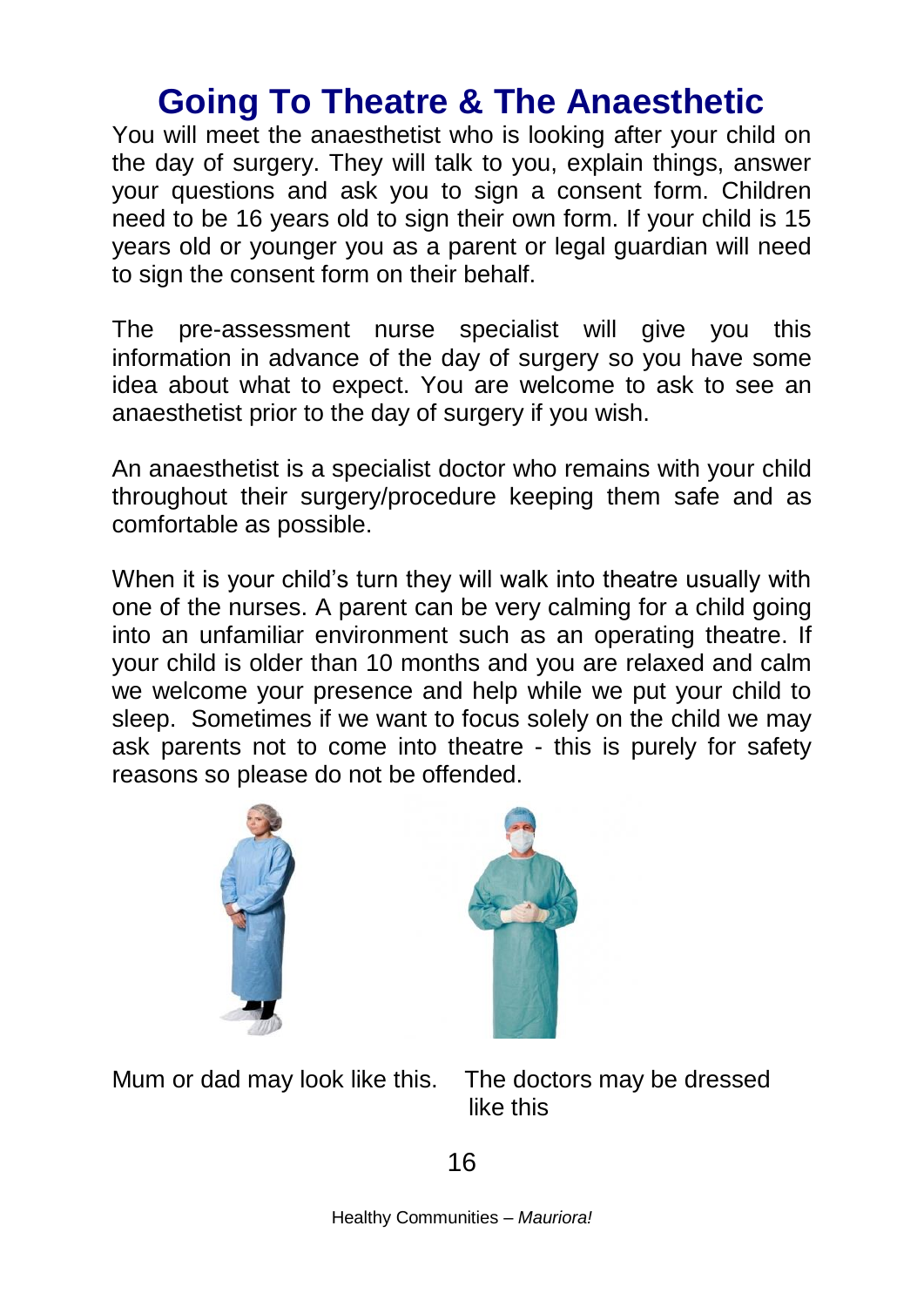# Going To Theatre & The Anaesthetic

You will meet the anaesthetist who is looking after your child on the day of surgery. They will talk to you, explain things, answer your questions and ask you to sign a consent form. Children need to be 16 years old to sign their own form. If your child is 15 years old or younger you as a parent or legal guardian will need to sign the consent form on their behalf.

The pre-assessment nurse specialist will give you this information in advance of the day of surgery so you have some idea about what to expect. You are welcome to ask to see an anaesthetist prior to the day of surgery if you wish.

An anaesthetist is a specialist doctor who remains with your child throughout their surgery/procedure keeping them safe and as comfortable as possible.

When it is your child's turn they will walk into theatre usually with one of the nurses. A parent can be very calming for a child going into an unfamiliar environment such as an operating theatre. If your child is older than 10 months and you are relaxed and calm we welcome your presence and help while we put your child to sleep. Sometimes if we want to focus solely on the child we may ask parents not to come into theatre - this is purely for safety reasons so please do not be offended.

Mum or dad may look like this.

The doctors may be dressed like this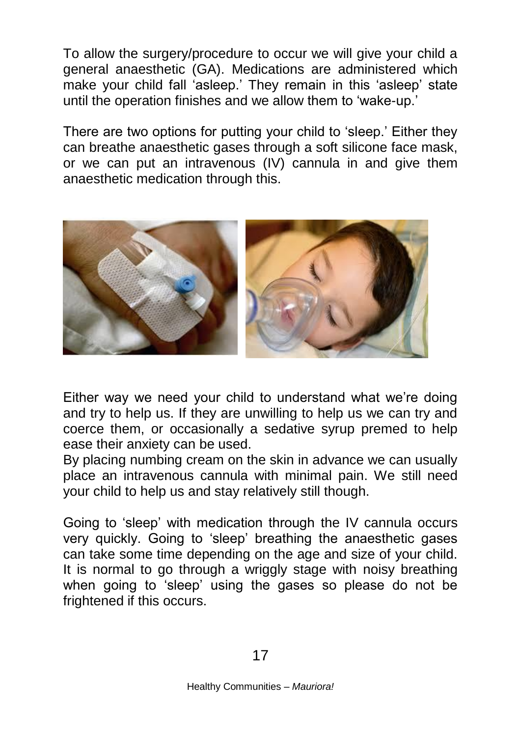To allow the surgery/procedure to occur we will give your child a general anaesthetic (GA). Medications are administered which make your child fall 'asleep.' They remain in this 'asleep' state until the operation finishes and we allow them to 'wake-up.'

There are two options for putting your child to 'sleep.' Either they can breathe anaesthetic gases through a soft silicone face mask, or we can put an intravenous (IV) cannula in and give them anaesthetic medication through this.

Either way we need your child to understand what we're doing and try to help us. If they are unwilling to help us we can try and coerce them, or occasionally a sedative syrup premed to help ease their anxiety can be used.

By placing numbing cream on the skin in advance we can usually place an intravenous cannula with minimal pain. We still need your child to help us and stay relatively still though.

Going to 'sleep' with medication through the IV cannula occurs very quickly. Going to 'sleep' breathing the anaesthetic gases can take some time depending on the age and size of your child. It is normal to go through a wriggly stage with noisy breathing when going to 'sleep' using the gases so please do not be frightened if this occurs.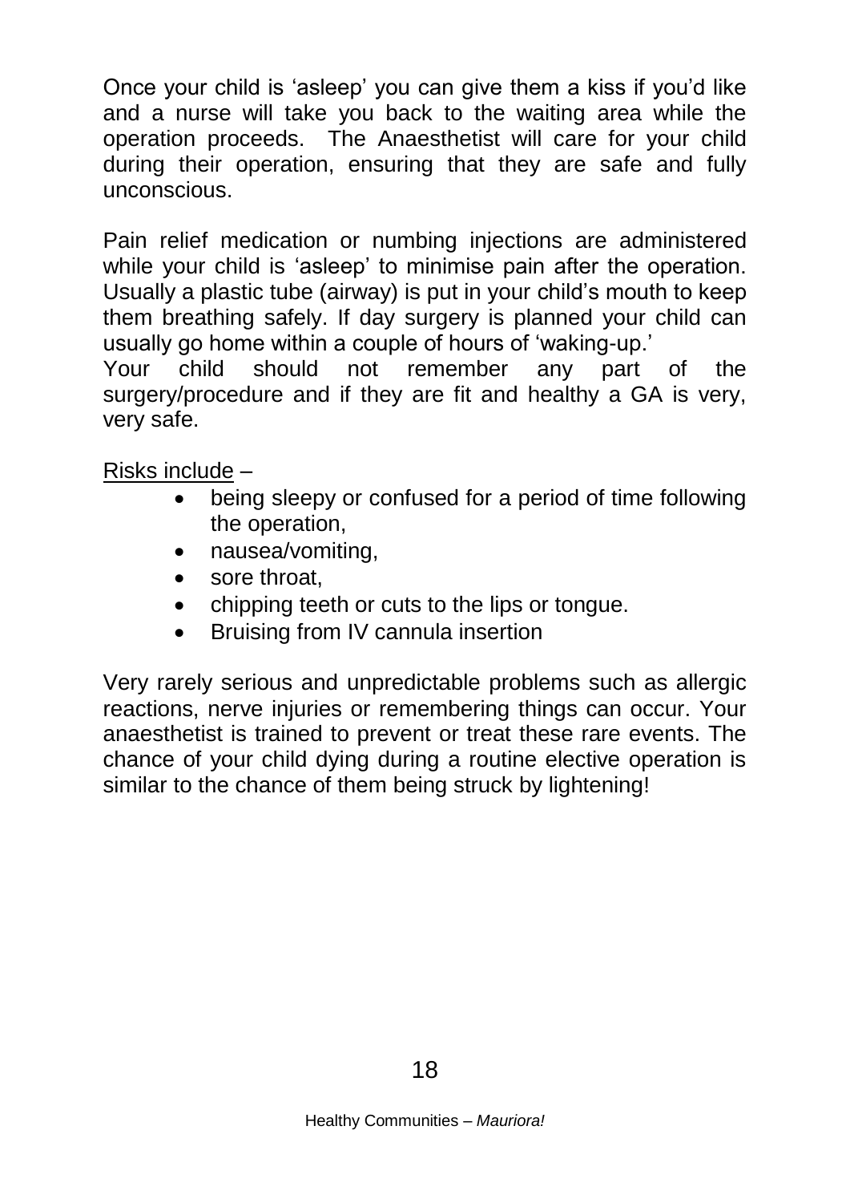Once your child is 'asleep' you can give them a kiss if you'd like and a nurse will take you back to the waiting area while the operation proceeds. The Anaesthetist will care for your child during their operation, ensuring that they are safe and fully unconscious.

Pain relief medication or numbing injections are administered while your child is 'asleep' to minimise pain after the operation. Usually a plastic tube (airway) is put in your child's mouth to keep them breathing safely. If day surgery is planned your child can usually go home within a couple of hours of 'waking-up.'
Your child should not remember any part of the surgery/procedure and if they are fit and healthy a GA is very, very safe.

Risks include –

- being sleepy or confused for a period of time following the operation,
- nausea/vomiting,
- sore throat,
- chipping teeth or cuts to the lips or tongue.
- Bruising from IV cannula insertion

Very rarely serious and unpredictable problems such as allergic reactions, nerve injuries or remembering things can occur. Your anaesthetist is trained to prevent or treat these rare events. The chance of your child dying during a routine elective operation is similar to the chance of them being struck by lightening!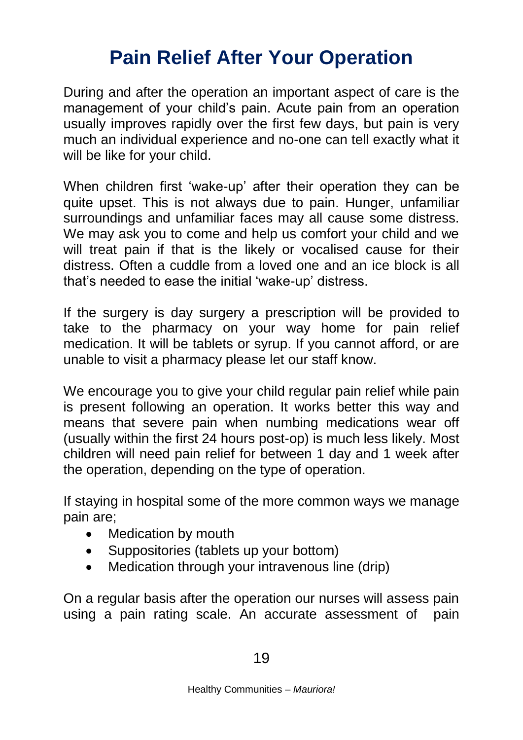# Pain Relief After Your Operation

During and after the operation an important aspect of care is the management of your child's pain. Acute pain from an operation usually improves rapidly over the first few days, but pain is very much an individual experience and no-one can tell exactly what it will be like for your child.

When children first 'wake-up' after their operation they can be quite upset. This is not always due to pain. Hunger, unfamiliar surroundings and unfamiliar faces may all cause some distress. We may ask you to come and help us comfort your child and we will treat pain if that is the likely or vocalised cause for their distress. Often a cuddle from a loved one and an ice block is all that's needed to ease the initial 'wake-up' distress.

If the surgery is day surgery a prescription will be provided to take to the pharmacy on your way home for pain relief medication. It will be tablets or syrup. If you cannot afford, or are unable to visit a pharmacy please let our staff know.

We encourage you to give your child regular pain relief while pain is present following an operation. It works better this way and means that severe pain when numbing medications wear off (usually within the first 24 hours post-op) is much less likely. Most children will need pain relief for between 1 day and 1 week after the operation, depending on the type of operation.

If staying in hospital some of the more common ways we manage pain are;

- Medication by mouth
- Suppositories (tablets up your bottom)
- Medication through your intravenous line (drip)

On a regular basis after the operation our nurses will assess pain using a pain rating scale. An accurate assessment of pain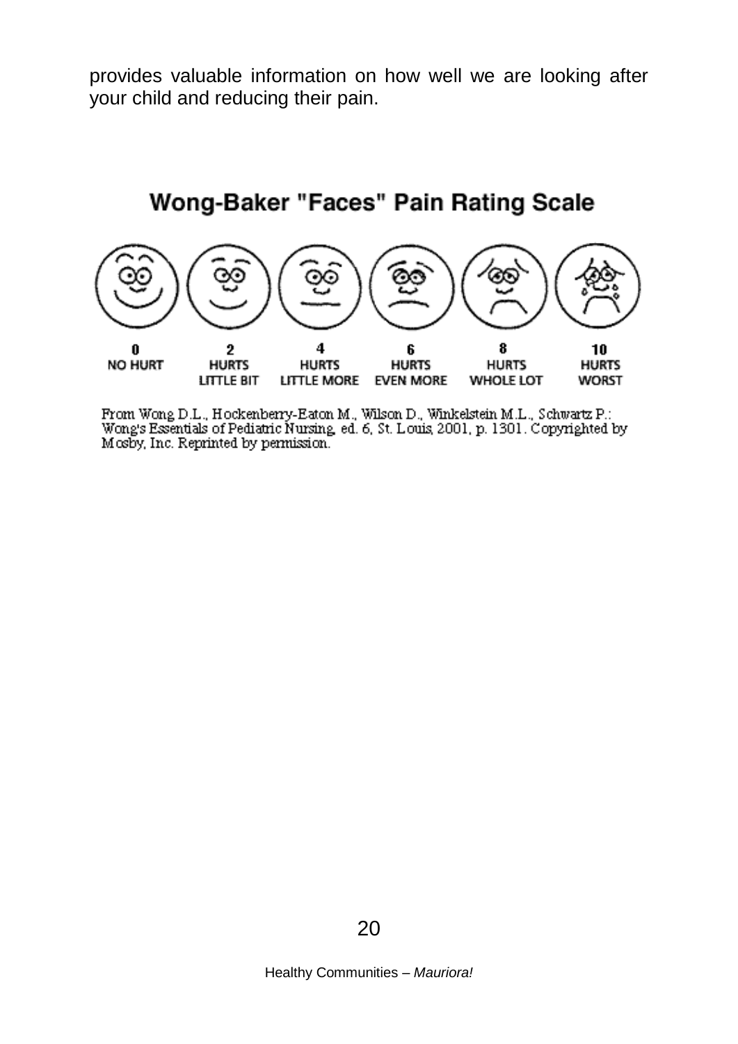provides valuable information on how well we are looking after your child and reducing their pain.

## Wong-Baker "Faces" Pain Rating Scale

| 0 | 2 | 4 | 6 | 8 | 10 |
|---|---|---|---|---|---|
| NO HURT | HURTS LITTLE BIT | HURTS LITTLE MORE | HURTS EVEN MORE | HURTS WHOLE LOT | HURTS WORST |

From Wong D.L., Hockenberry-Eaton M., Wilson D., Winkelstein M.L., Schwartz P.: Wong's Essentials of Pediatric Nursing, ed. 6, St. Louis, 2001, p. 1301. Copyrighted by Mosby, Inc. Reprinted by permission.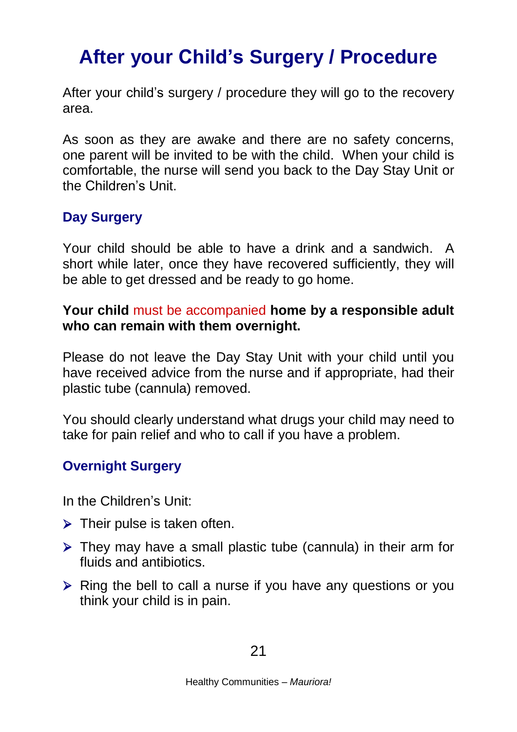# After your Child's Surgery / Procedure

After your child's surgery / procedure they will go to the recovery area.

As soon as they are awake and there are no safety concerns, one parent will be invited to be with the child. When your child is comfortable, the nurse will send you back to the Day Stay Unit or the Children's Unit.

## Day Surgery

Your child should be able to have a drink and a sandwich. A short while later, once they have recovered sufficiently, they will be able to get dressed and be ready to go home.

**Your child must be accompanied home by a responsible adult who can remain with them overnight.**

Please do not leave the Day Stay Unit with your child until you have received advice from the nurse and if appropriate, had their plastic tube (cannula) removed.

You should clearly understand what drugs your child may need to take for pain relief and who to call if you have a problem.

## Overnight Surgery

In the Children's Unit:

- Their pulse is taken often.
- They may have a small plastic tube (cannula) in their arm for fluids and antibiotics.
- Ring the bell to call a nurse if you have any questions or you think your child is in pain.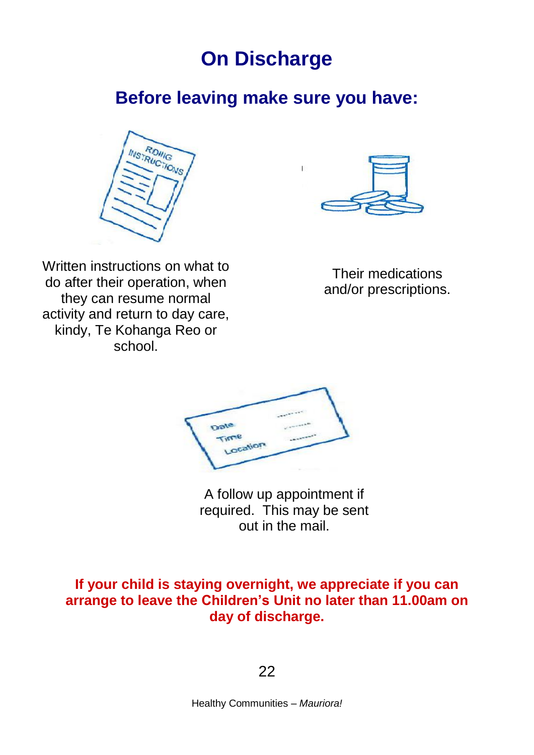# On Discharge

## Before leaving make sure you have:

Written instructions on what to do after their operation, when they can resume normal activity and return to day care, kindy, Te Kohanga Reo or school.

Their medications and/or prescriptions.

A follow up appointment if required. This may be sent out in the mail.

**If your child is staying overnight, we appreciate if you can arrange to leave the Children's Unit no later than 11.00am on day of discharge.**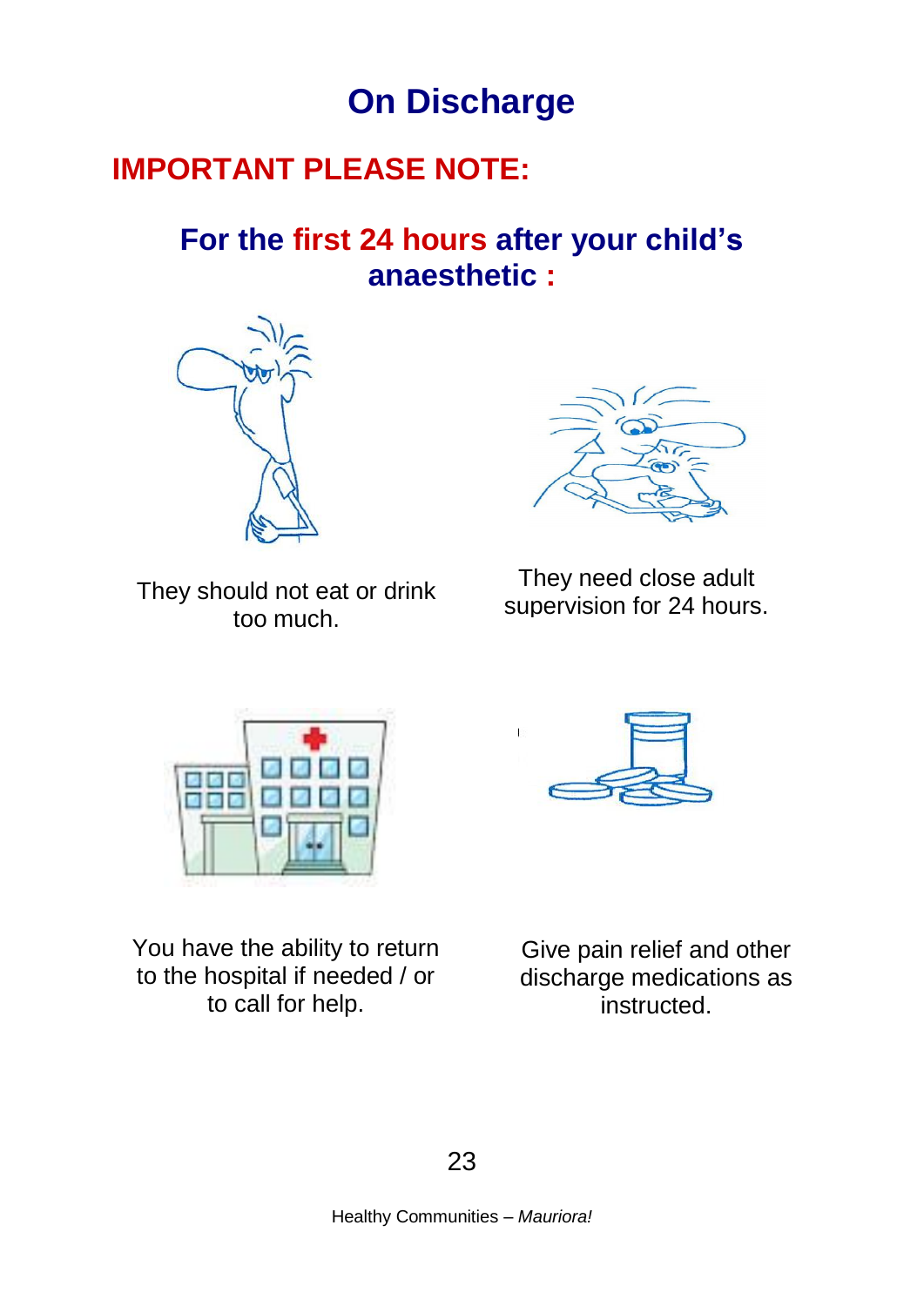# On Discharge

## IMPORTANT PLEASE NOTE:

### For the first 24 hours after your child's anaesthetic :

They should not eat or drink too much.

They need close adult supervision for 24 hours.

You have the ability to return to the hospital if needed / or to call for help.

Give pain relief and other discharge medications as instructed.

Healthy Communities – *Mauriora!*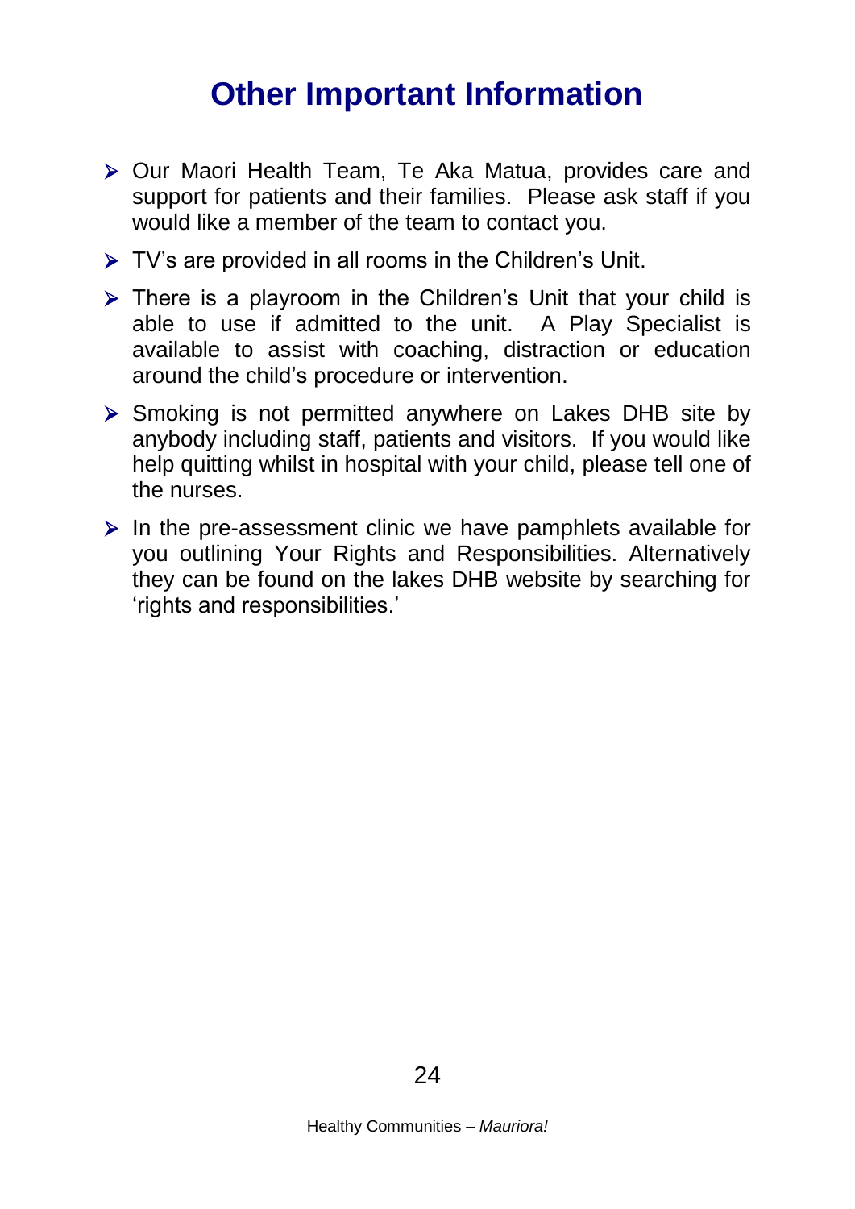# Other Important Information

- Our Maori Health Team, Te Aka Matua, provides care and support for patients and their families. Please ask staff if you would like a member of the team to contact you.
- TV's are provided in all rooms in the Children's Unit.
- There is a playroom in the Children's Unit that your child is able to use if admitted to the unit. A Play Specialist is available to assist with coaching, distraction or education around the child's procedure or intervention.
- Smoking is not permitted anywhere on Lakes DHB site by anybody including staff, patients and visitors. If you would like help quitting whilst in hospital with your child, please tell one of the nurses.
- In the pre-assessment clinic we have pamphlets available for you outlining Your Rights and Responsibilities. Alternatively they can be found on the lakes DHB website by searching for 'rights and responsibilities.'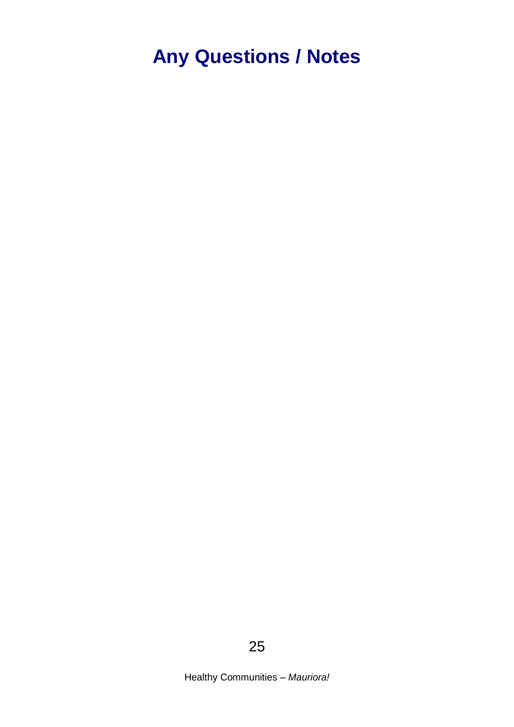# Any Questions / Notes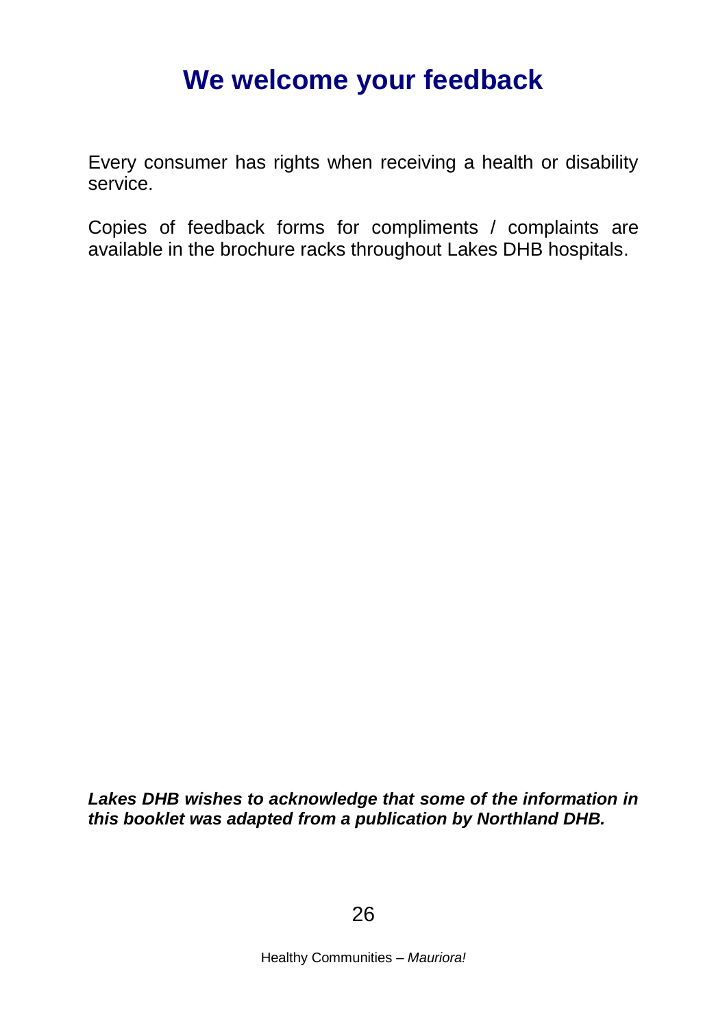# We welcome your feedback

Every consumer has rights when receiving a health or disability service.

Copies of feedback forms for compliments / complaints are available in the brochure racks throughout Lakes DHB hospitals.

***Lakes DHB wishes to acknowledge that some of the information in this booklet was adapted from a publication by Northland DHB.***